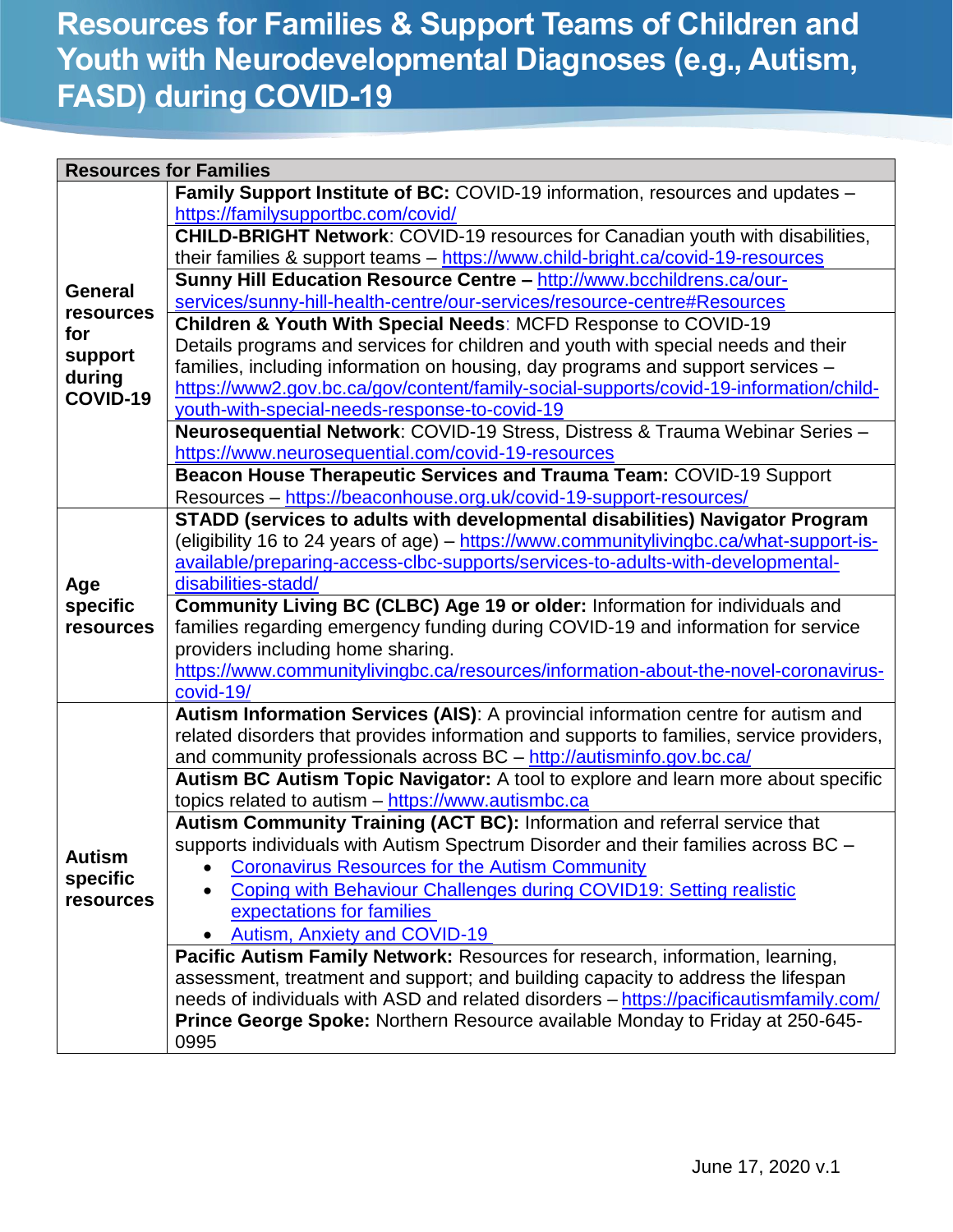# Resources for Families & Support Teams of Children and Youth with Neurodevelopmental Diagnoses (e.g., Autism, FASD) during COVID-19

| Resources for Families | |
|---|---|
| **General resources for support during COVID-19** | **Family Support Institute of BC:** COVID-19 information, resources and updates – https://familysupportbc.com/covid/ |
| | **CHILD-BRIGHT Network**: COVID-19 resources for Canadian youth with disabilities, their families & support teams – https://www.child-bright.ca/covid-19-resources |
| | **Sunny Hill Education Resource Centre –** http://www.bcchildrens.ca/our-services/sunny-hill-health-centre/our-services/resource-centre#Resources |
| | **Children & Youth With Special Needs**: MCFD Response to COVID-19 Details programs and services for children and youth with special needs and their families, including information on housing, day programs and support services – https://www2.gov.bc.ca/gov/content/family-social-supports/covid-19-information/child-youth-with-special-needs-response-to-covid-19 |
| | **Neurosequential Network**: COVID-19 Stress, Distress & Trauma Webinar Series – https://www.neurosequential.com/covid-19-resources |
| | **Beacon House Therapeutic Services and Trauma Team:** COVID-19 Support Resources – https://beaconhouse.org.uk/covid-19-support-resources/ |
| **Age specific resources** | **STADD (services to adults with developmental disabilities) Navigator Program** (eligibility 16 to 24 years of age) – https://www.communitylivingbc.ca/what-support-is-available/preparing-access-clbc-supports/services-to-adults-with-developmental-disabilities-stadd/ |
| | **Community Living BC (CLBC) Age 19 or older:** Information for individuals and families regarding emergency funding during COVID-19 and information for service providers including home sharing. https://www.communitylivingbc.ca/resources/information-about-the-novel-coronavirus-covid-19/ |
| **Autism specific resources** | **Autism Information Services (AIS)**: A provincial information centre for autism and related disorders that provides information and supports to families, service providers, and community professionals across BC – http://autisminfo.gov.bc.ca/ |
| | **Autism BC Autism Topic Navigator:** A tool to explore and learn more about specific topics related to autism – https://www.autismbc.ca |
| | **Autism Community Training (ACT BC):** Information and referral service that supports individuals with Autism Spectrum Disorder and their families across BC – <br>• Coronavirus Resources for the Autism Community<br>• Coping with Behaviour Challenges during COVID19: Setting realistic expectations for families<br>• Autism, Anxiety and COVID-19 |
| | **Pacific Autism Family Network:** Resources for research, information, learning, assessment, treatment and support; and building capacity to address the lifespan needs of individuals with ASD and related disorders – https://pacificautismfamily.com/ **Prince George Spoke:** Northern Resource available Monday to Friday at 250-645-0995 |

June 17, 2020 v.1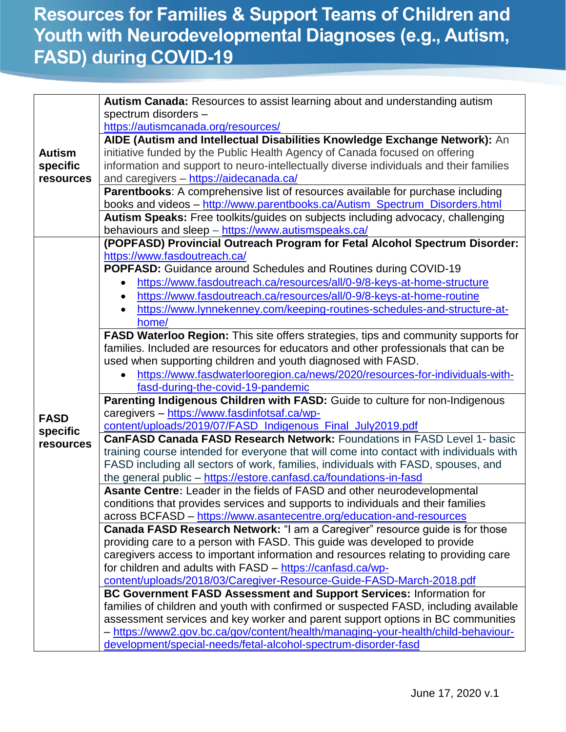# Resources for Families & Support Teams of Children and Youth with Neurodevelopmental Diagnoses (e.g., Autism, FASD) during COVID-19

| | |
|---|---|
| **Autism specific resources** | **Autism Canada:** Resources to assist learning about and understanding autism spectrum disorders – https://autismcanada.org/resources/ |
| | **AIDE (Autism and Intellectual Disabilities Knowledge Exchange Network):** An initiative funded by the Public Health Agency of Canada focused on offering information and support to neuro-intellectually diverse individuals and their families and caregivers – https://aidecanada.ca/ |
| | **Parentbooks**: A comprehensive list of resources available for purchase including books and videos – http://www.parentbooks.ca/Autism_Spectrum_Disorders.html |
| | **Autism Speaks:** Free toolkits/guides on subjects including advocacy, challenging behaviours and sleep – https://www.autismspeaks.ca/ |
| **FASD specific resources** | **(POPFASD) Provincial Outreach Program for Fetal Alcohol Spectrum Disorder:** https://www.fasdoutreach.ca/ <br> **POPFASD:** Guidance around Schedules and Routines during COVID-19 <br> • https://www.fasdoutreach.ca/resources/all/0-9/8-keys-at-home-structure <br> • https://www.fasdoutreach.ca/resources/all/0-9/8-keys-at-home-routine <br> • https://www.lynnekenney.com/keeping-routines-schedules-and-structure-at-home/ |
| | **FASD Waterloo Region:** This site offers strategies, tips and community supports for families. Included are resources for educators and other professionals that can be used when supporting children and youth diagnosed with FASD. <br> • https://www.fasdwaterlooregion.ca/news/2020/resources-for-individuals-with-fasd-during-the-covid-19-pandemic |
| | **Parenting Indigenous Children with FASD:** Guide to culture for non-Indigenous caregivers – https://www.fasdinfotsaf.ca/wp-content/uploads/2019/07/FASD_Indigenous_Final_July2019.pdf |
| | **CanFASD Canada FASD Research Network:** Foundations in FASD Level 1- basic training course intended for everyone that will come into contact with individuals with FASD including all sectors of work, families, individuals with FASD, spouses, and the general public – https://estore.canfasd.ca/foundations-in-fasd |
| | **Asante Centre:** Leader in the fields of FASD and other neurodevelopmental conditions that provides services and supports to individuals and their families across BCFASD – https://www.asantecentre.org/education-and-resources |
| | **Canada FASD Research Network:** "I am a Caregiver" resource guide is for those providing care to a person with FASD. This guide was developed to provide caregivers access to important information and resources relating to providing care for children and adults with FASD – https://canfasd.ca/wp-content/uploads/2018/03/Caregiver-Resource-Guide-FASD-March-2018.pdf |
| | **BC Government FASD Assessment and Support Services:** Information for families of children and youth with confirmed or suspected FASD, including available assessment services and key worker and parent support options in BC communities – https://www2.gov.bc.ca/gov/content/health/managing-your-health/child-behaviour-development/special-needs/fetal-alcohol-spectrum-disorder-fasd |

June 17, 2020 v.1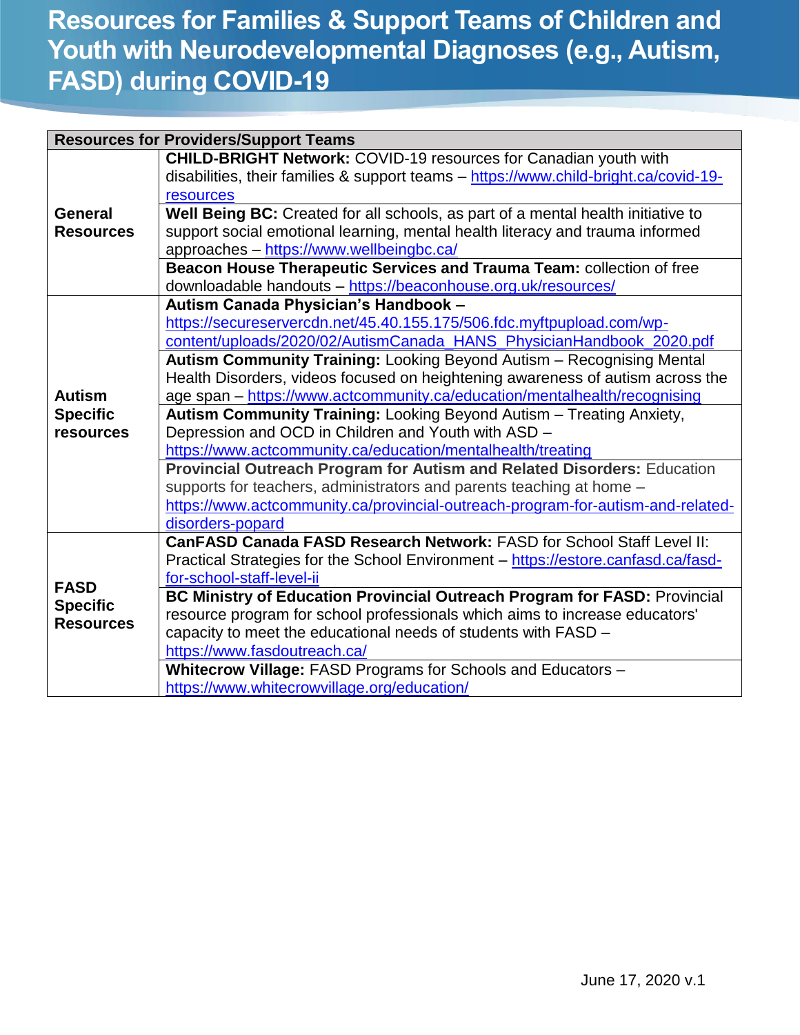# Resources for Families & Support Teams of Children and Youth with Neurodevelopmental Diagnoses (e.g., Autism, FASD) during COVID-19

| **Resources for Providers/Support Teams** | |
|---|---|
| **General Resources** | **CHILD-BRIGHT Network:** COVID-19 resources for Canadian youth with disabilities, their families & support teams – https://www.child-bright.ca/covid-19-resources |
| | **Well Being BC:** Created for all schools, as part of a mental health initiative to support social emotional learning, mental health literacy and trauma informed approaches – https://www.wellbeingbc.ca/ |
| | **Beacon House Therapeutic Services and Trauma Team:** collection of free downloadable handouts – https://beaconhouse.org.uk/resources/ |
| **Autism Specific resources** | **Autism Canada Physician's Handbook –** https://secureservercdn.net/45.40.155.175/506.fdc.myftpupload.com/wp-content/uploads/2020/02/AutismCanada_HANS_PhysicianHandbook_2020.pdf |
| | **Autism Community Training:** Looking Beyond Autism – Recognising Mental Health Disorders, videos focused on heightening awareness of autism across the age span – https://www.actcommunity.ca/education/mentalhealth/recognising |
| | **Autism Community Training:** Looking Beyond Autism – Treating Anxiety, Depression and OCD in Children and Youth with ASD – https://www.actcommunity.ca/education/mentalhealth/treating |
| | **Provincial Outreach Program for Autism and Related Disorders:** Education supports for teachers, administrators and parents teaching at home – https://www.actcommunity.ca/provincial-outreach-program-for-autism-and-related-disorders-popard |
| **FASD Specific Resources** | **CanFASD Canada FASD Research Network:** FASD for School Staff Level II: Practical Strategies for the School Environment – https://estore.canfasd.ca/fasd-for-school-staff-level-ii |
| | **BC Ministry of Education Provincial Outreach Program for FASD:** Provincial resource program for school professionals which aims to increase educators' capacity to meet the educational needs of students with FASD – https://www.fasdoutreach.ca/ |
| | **Whitecrow Village:** FASD Programs for Schools and Educators – https://www.whitecrowvillage.org/education/ |

June 17, 2020 v.1